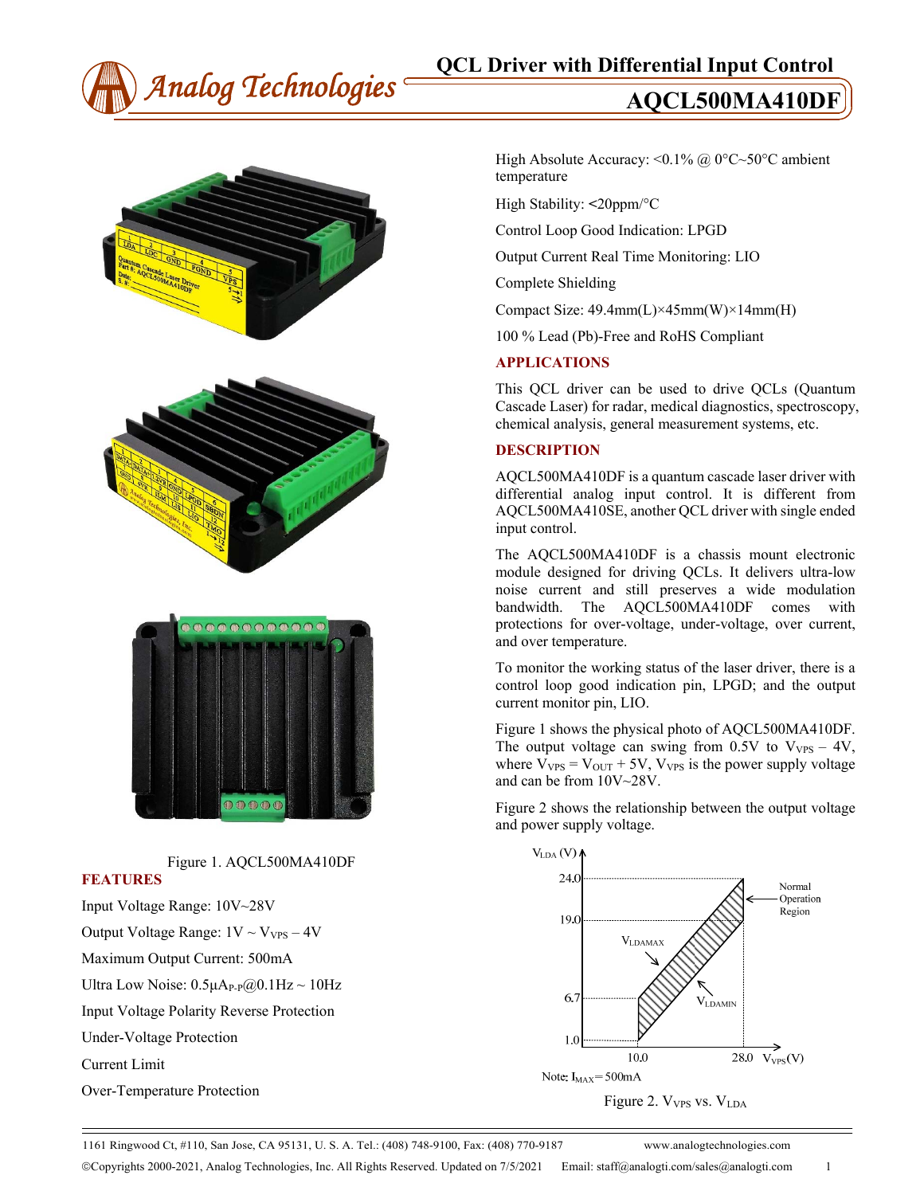# QCL Driver with Differential Input Control

# AQCL500MA410DF

Figure 1. AQCL500MA410DF

## FEATURES

- Input Voltage Range: 10V~28V
- Output Voltage Range: 1V ~ $V_{VPS}$ – 4V
- Maximum Output Current: 500mA
- Ultra Low Noise: 0.5µ$A_{P-P}$@0.1Hz ~ 10Hz
- Input Voltage Polarity Reverse Protection
- Under-Voltage Protection
- Current Limit
- Over-Temperature Protection
- High Absolute Accuracy: <0.1% @ 0°C~50°C ambient temperature
- High Stability: <20ppm/°C
- Control Loop Good Indication: LPGD
- Output Current Real Time Monitoring: LIO
- Complete Shielding
- Compact Size: 49.4mm(L)×45mm(W)×14mm(H)
- 100 % Lead (Pb)-Free and RoHS Compliant

## APPLICATIONS

This QCL driver can be used to drive QCLs (Quantum Cascade Laser) for radar, medical diagnostics, spectroscopy, chemical analysis, general measurement systems, etc.

## DESCRIPTION

AQCL500MA410DF is a quantum cascade laser driver with differential analog input control. It is different from AQCL500MA410SE, another QCL driver with single ended input control.

The AQCL500MA410DF is a chassis mount electronic module designed for driving QCLs. It delivers ultra-low noise current and still preserves a wide modulation bandwidth. The AQCL500MA410DF comes with protections for over-voltage, under-voltage, over current, and over temperature.

To monitor the working status of the laser driver, there is a control loop good indication pin, LPGD; and the output current monitor pin, LIO.

Figure 1 shows the physical photo of AQCL500MA410DF. The output voltage can swing from 0.5V to $V_{VPS}$ – 4V, where $V_{VPS}$ = $V_{OUT}$ + 5V, $V_{VPS}$ is the power supply voltage and can be from 10V~28V.

Figure 2 shows the relationship between the output voltage and power supply voltage.

Note: $I_{MAX}$ = 500mA

Figure 2. $V_{VPS}$ vs. $V_{LDA}$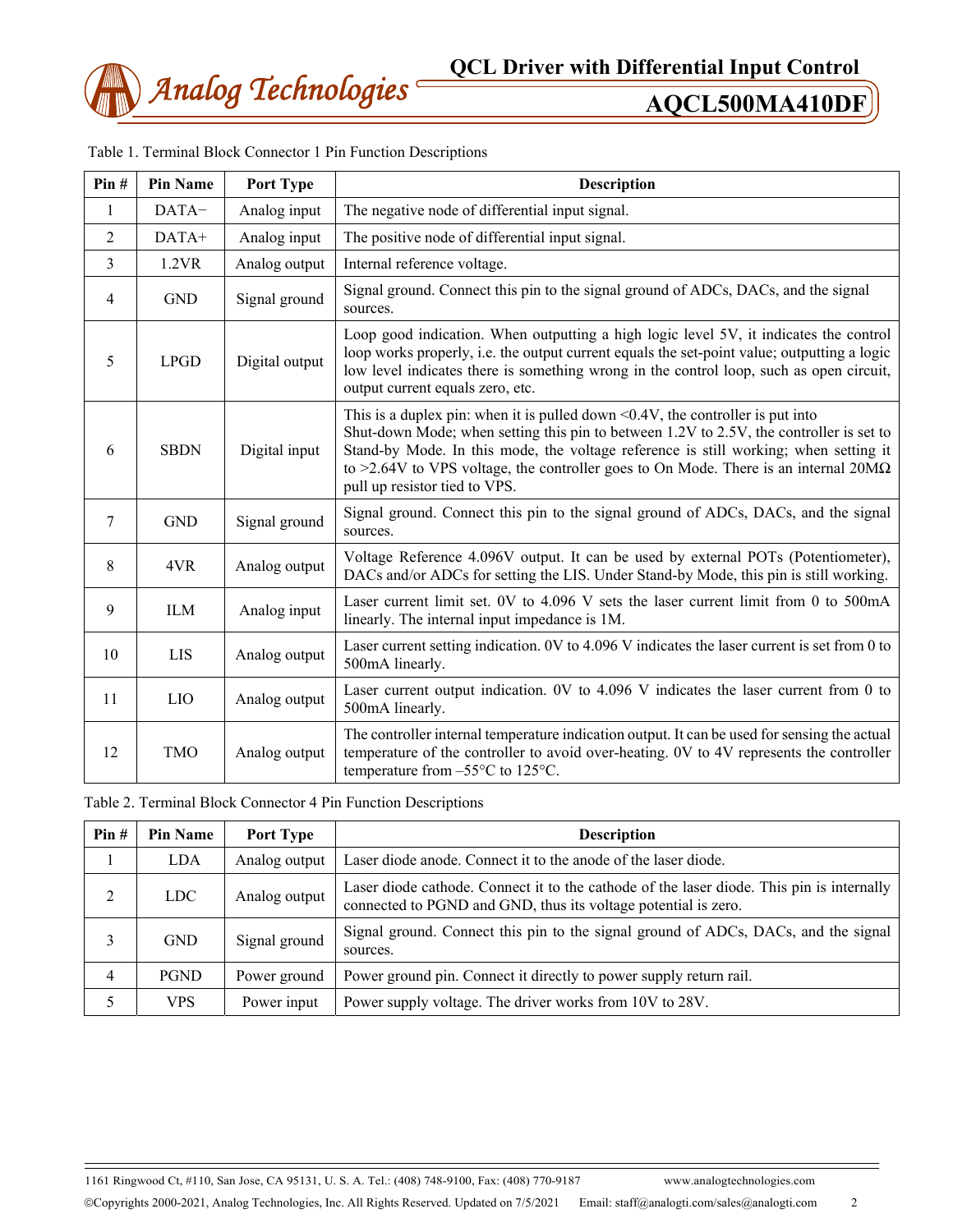Table 1. Terminal Block Connector 1 Pin Function Descriptions

| Pin # | Pin Name | Port Type | Description |
|---|---|---|---|
| 1 | DATA− | Analog input | The negative node of differential input signal. |
| 2 | DATA+ | Analog input | The positive node of differential input signal. |
| 3 | 1.2VR | Analog output | Internal reference voltage. |
| 4 | GND | Signal ground | Signal ground. Connect this pin to the signal ground of ADCs, DACs, and the signal sources. |
| 5 | LPGD | Digital output | Loop good indication. When outputting a high logic level 5V, it indicates the control loop works properly, i.e. the output current equals the set-point value; outputting a logic low level indicates there is something wrong in the control loop, such as open circuit, output current equals zero, etc. |
| 6 | SBDN | Digital input | This is a duplex pin: when it is pulled down <0.4V, the controller is put into Shut-down Mode; when setting this pin to between 1.2V to 2.5V, the controller is set to Stand-by Mode. In this mode, the voltage reference is still working; when setting it to >2.64V to VPS voltage, the controller goes to On Mode. There is an internal 20MΩ pull up resistor tied to VPS. |
| 7 | GND | Signal ground | Signal ground. Connect this pin to the signal ground of ADCs, DACs, and the signal sources. |
| 8 | 4VR | Analog output | Voltage Reference 4.096V output. It can be used by external POTs (Potentiometer), DACs and/or ADCs for setting the LIS. Under Stand-by Mode, this pin is still working. |
| 9 | ILM | Analog input | Laser current limit set. 0V to 4.096 V sets the laser current limit from 0 to 500mA linearly. The internal input impedance is 1M. |
| 10 | LIS | Analog output | Laser current setting indication. 0V to 4.096 V indicates the laser current is set from 0 to 500mA linearly. |
| 11 | LIO | Analog output | Laser current output indication. 0V to 4.096 V indicates the laser current from 0 to 500mA linearly. |
| 12 | TMO | Analog output | The controller internal temperature indication output. It can be used for sensing the actual temperature of the controller to avoid over-heating. 0V to 4V represents the controller temperature from –55°C to 125°C. |

Table 2. Terminal Block Connector 4 Pin Function Descriptions

| Pin # | Pin Name | Port Type | Description |
|---|---|---|---|
| 1 | LDA | Analog output | Laser diode anode. Connect it to the anode of the laser diode. |
| 2 | LDC | Analog output | Laser diode cathode. Connect it to the cathode of the laser diode. This pin is internally connected to PGND and GND, thus its voltage potential is zero. |
| 3 | GND | Signal ground | Signal ground. Connect this pin to the signal ground of ADCs, DACs, and the signal sources. |
| 4 | PGND | Power ground | Power ground pin. Connect it directly to power supply return rail. |
| 5 | VPS | Power input | Power supply voltage. The driver works from 10V to 28V. |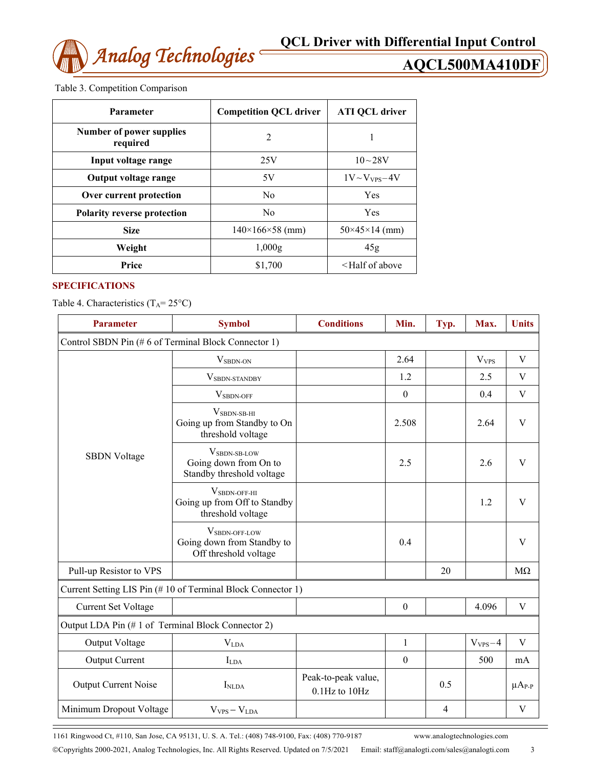Table 3. Competition Comparison

| Parameter | Competition QCL driver | ATI QCL driver |
|---|---|---|
| **Number of power supplies required** | 2 | 1 |
| **Input voltage range** | 25V | 10~28V |
| **Output voltage range** | 5V | 1V~$V_{VPS}$−4V |
| **Over current protection** | No | Yes |
| **Polarity reverse protection** | No | Yes |
| **Size** | 140×166×58 (mm) | 50×45×14 (mm) |
| **Weight** | 1,000g | 45g |
| **Price** | $1,700 | <Half of above |

## SPECIFICATIONS

Table 4. Characteristics ($T_A$= 25°C)

| Parameter | Symbol | Conditions | Min. | Typ. | Max. | Units |
|---|---|---|---|---|---|---|
| Control SBDN Pin (# 6 of Terminal Block Connector 1) | | | | | | |
| SBDN Voltage | $V_{SBDN\text{-}ON}$ | | 2.64 | | $V_{VPS}$ | V |
| | $V_{SBDN\text{-}STANDBY}$ | | 1.2 | | 2.5 | V |
| | $V_{SBDN\text{-}OFF}$ | | 0 | | 0.4 | V |
| | $V_{SBDN\text{-}SB\text{-}HI}$ Going up from Standby to On threshold voltage | | 2.508 | | 2.64 | V |
| | $V_{SBDN\text{-}SB\text{-}LOW}$ Going down from On to Standby threshold voltage | | 2.5 | | 2.6 | V |
| | $V_{SBDN\text{-}OFF\text{-}HI}$ Going up from Off to Standby threshold voltage | | | | 1.2 | V |
| | $V_{SBDN\text{-}OFF\text{-}LOW}$ Going down from Standby to Off threshold voltage | | 0.4 | | | V |
| Pull-up Resistor to VPS | | | | 20 | | MΩ |
| Current Setting LIS Pin (# 10 of Terminal Block Connector 1) | | | | | | |
| Current Set Voltage | | | 0 | | 4.096 | V |
| Output LDA Pin (# 1 of Terminal Block Connector 2) | | | | | | |
| Output Voltage | $V_{LDA}$ | | 1 | | $V_{VPS}$−4 | V |
| Output Current | $I_{LDA}$ | | 0 | | 500 | mA |
| Output Current Noise | $I_{NLDA}$ | Peak-to-peak value, 0.1Hz to 10Hz | | 0.5 | | $\mu A_{P\text{-}P}$ |
| Minimum Dropout Voltage | $V_{VPS} - V_{LDA}$ | | | 4 | | V |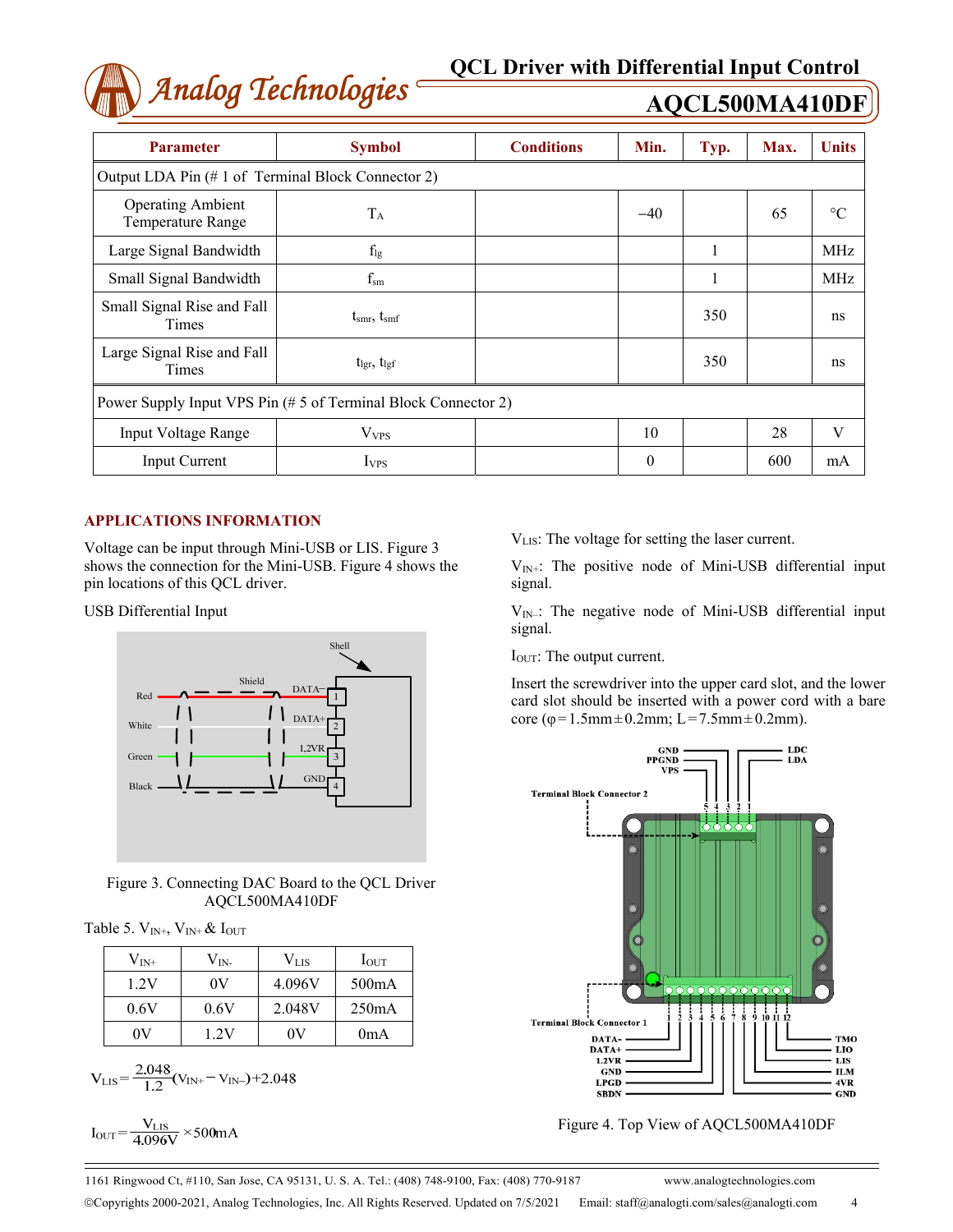| Parameter | Symbol | Conditions | Min. | Typ. | Max. | Units |
|---|---|---|---|---|---|---|
| Output LDA Pin (# 1 of Terminal Block Connector 2) | | | | | | |
| Operating Ambient Temperature Range | $T_A$ | | −40 | | 65 | °C |
| Large Signal Bandwidth | $f_{lg}$ | | | 1 | | MHz |
| Small Signal Bandwidth | $f_{sm}$ | | | 1 | | MHz |
| Small Signal Rise and Fall Times | $t_{smr}$, $t_{smf}$ | | | 350 | | ns |
| Large Signal Rise and Fall Times | $t_{lgr}$, $t_{lgf}$ | | | 350 | | ns |
| Power Supply Input VPS Pin (# 5 of Terminal Block Connector 2) | | | | | | |
| Input Voltage Range | $V_{VPS}$ | | 10 | | 28 | V |
| Input Current | $I_{VPS}$ | | 0 | | 600 | mA |

## APPLICATIONS INFORMATION

Voltage can be input through Mini-USB or LIS. Figure 3 shows the connection for the Mini-USB. Figure 4 shows the pin locations of this QCL driver.

USB Differential Input

Figure 3. Connecting DAC Board to the QCL Driver AQCL500MA410DF

Table 5. $V_{IN+}$, $V_{IN+}$ & $I_{OUT}$

| $V_{IN+}$ | $V_{IN-}$ | $V_{LIS}$ | $I_{OUT}$ |
|---|---|---|---|
| 1.2V | 0V | 4.096V | 500mA |
| 0.6V | 0.6V | 2.048V | 250mA |
| 0V | 1.2V | 0V | 0mA |

$$V_{LIS}=\frac{2.048}{1.2}(V_{IN+}-V_{IN-})+2.048$$

$$I_{OUT}=\frac{V_{LIS}}{4.096V}\times 500mA$$

$V_{LIS}$: The voltage for setting the laser current.

$V_{IN+}$: The positive node of Mini-USB differential input signal.

$V_{IN-}$: The negative node of Mini-USB differential input signal.

$I_{OUT}$: The output current.

Insert the screwdriver into the upper card slot, and the lower card slot should be inserted with a power cord with a bare core (φ = 1.5mm ± 0.2mm; L = 7.5mm ± 0.2mm).

Figure 4. Top View of AQCL500MA410DF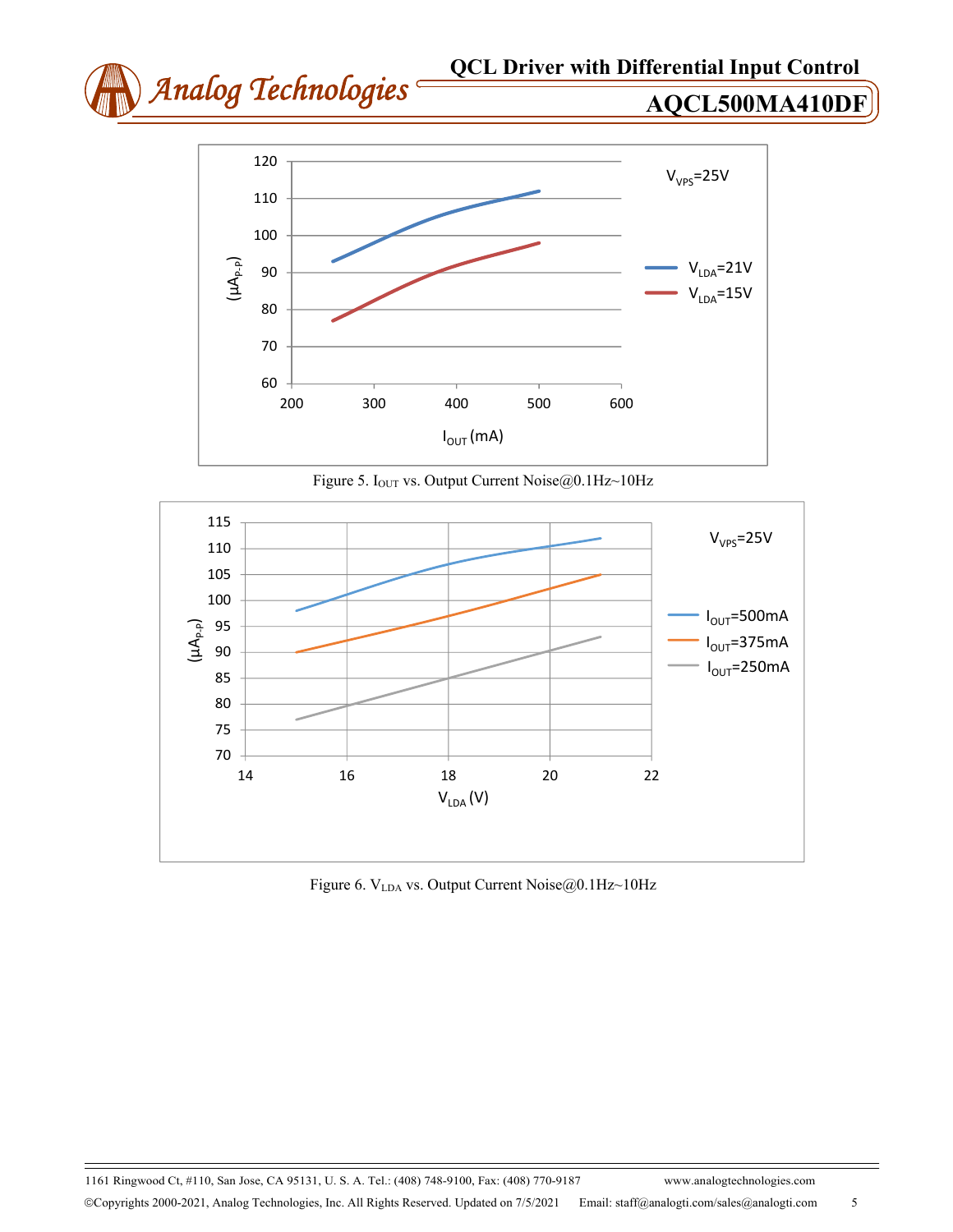Figure 5. $I_{OUT}$ vs. Output Current Noise@0.1Hz~10Hz

Figure 6. $V_{LDA}$ vs. Output Current Noise@0.1Hz~10Hz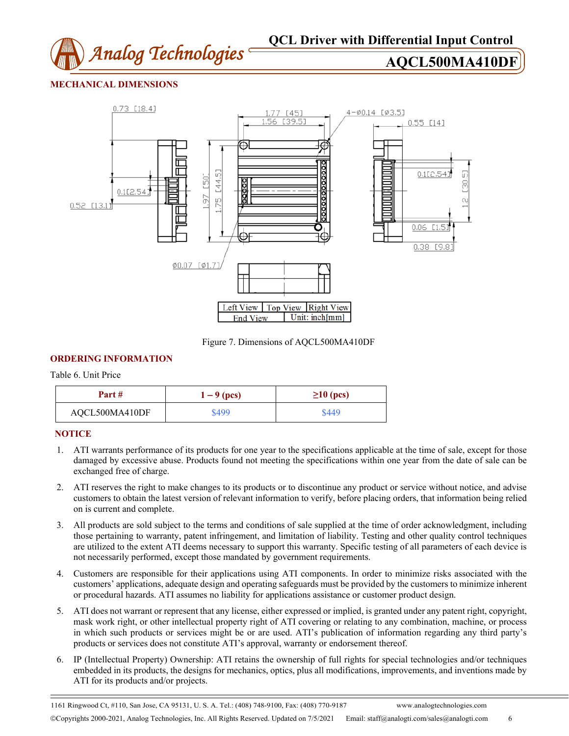## MECHANICAL DIMENSIONS

0.73 [18.4]
1.77 [45]
1.56 [39.5]
4-Ø0.14 [Ø3.5]
0.55 [14]
0.1[2.54]
0.1[2.54]
1.97 [50]
1.75 [44.5]
1.2 [30.5]
0.52 [13.1]
0.06 [1.5]
0.38 [9.8]
Ø0.07 [Ø1.7]

Left View | Top View | Right View
End View | Unit: inch[mm]

Figure 7. Dimensions of AQCL500MA410DF

## ORDERING INFORMATION

Table 6. Unit Price

| Part # | 1 – 9 (pcs) | ≥10 (pcs) |
|---|---|---|
| AQCL500MA410DF | $499 | $449 |

## NOTICE

1. ATI warrants performance of its products for one year to the specifications applicable at the time of sale, except for those damaged by excessive abuse. Products found not meeting the specifications within one year from the date of sale can be exchanged free of charge.
2. ATI reserves the right to make changes to its products or to discontinue any product or service without notice, and advise customers to obtain the latest version of relevant information to verify, before placing orders, that information being relied on is current and complete.
3. All products are sold subject to the terms and conditions of sale supplied at the time of order acknowledgment, including those pertaining to warranty, patent infringement, and limitation of liability. Testing and other quality control techniques are utilized to the extent ATI deems necessary to support this warranty. Specific testing of all parameters of each device is not necessarily performed, except those mandated by government requirements.
4. Customers are responsible for their applications using ATI components. In order to minimize risks associated with the customers' applications, adequate design and operating safeguards must be provided by the customers to minimize inherent or procedural hazards. ATI assumes no liability for applications assistance or customer product design.
5. ATI does not warrant or represent that any license, either expressed or implied, is granted under any patent right, copyright, mask work right, or other intellectual property right of ATI covering or relating to any combination, machine, or process in which such products or services might be or are used. ATI's publication of information regarding any third party's products or services does not constitute ATI's approval, warranty or endorsement thereof.
6. IP (Intellectual Property) Ownership: ATI retains the ownership of full rights for special technologies and/or techniques embedded in its products, the designs for mechanics, optics, plus all modifications, improvements, and inventions made by ATI for its products and/or projects.